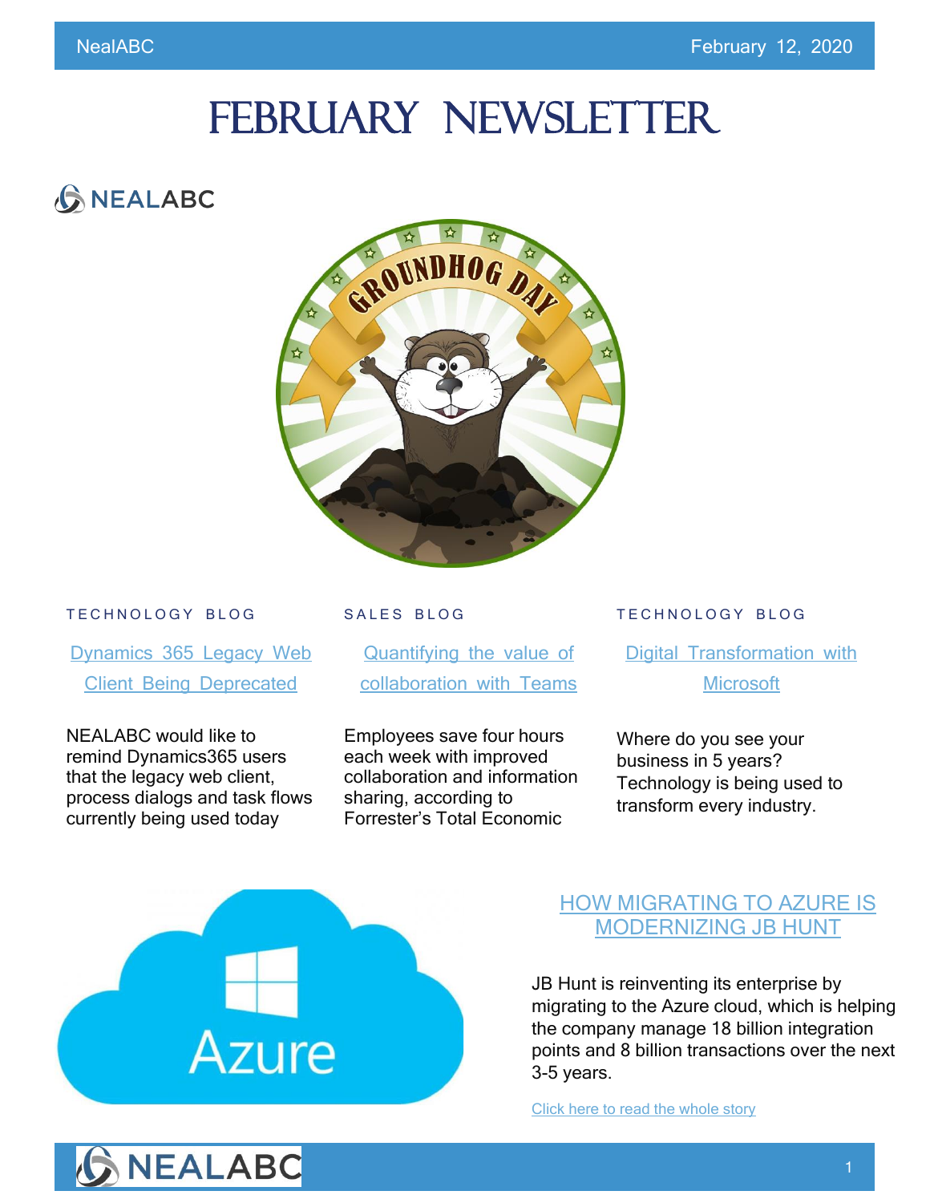# FEBRUARY NEWSLETTER

NEALABC

TECHNOLOGY BLOG

### Dynamics 365 Legacy Web Client Being Deprecated

NEALABC would like to remind Dynamics365 users that the legacy web client, process dialogs and task flows currently being used today

SALES BLOG

### Quantifying the value of collaboration with Teams

Employees save four hours each week with improved collaboration and information sharing, according to Forrester's Total Economic

TECHNOLOGY BLOG

### Digital Transformation with Microsoft

Where do you see your business in 5 years? Technology is being used to transform every industry.

### HOW MIGRATING TO AZURE IS MODERNIZING JB HUNT

JB Hunt is reinventing its enterprise by migrating to the Azure cloud, which is helping the company manage 18 billion integration points and 8 billion transactions over the next 3-5 years.

Click here to read the whole story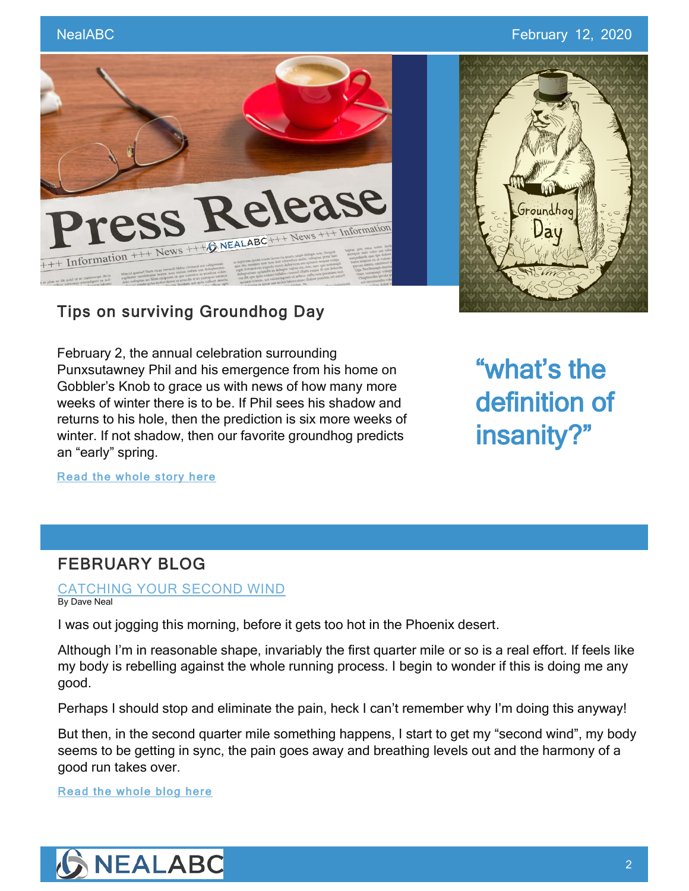## Tips on surviving Groundhog Day

February 2, the annual celebration surrounding Punxsutawney Phil and his emergence from his home on Gobbler's Knob to grace us with news of how many more weeks of winter there is to be. If Phil sees his shadow and returns to his hole, then the prediction is six more weeks of winter. If not shadow, then our favorite groundhog predicts an "early" spring.

Read the whole story here

"what's the definition of insanity?"

## FEBRUARY BLOG

### CATCHING YOUR SECOND WIND

By Dave Neal

I was out jogging this morning, before it gets too hot in the Phoenix desert.

Although I'm in reasonable shape, invariably the first quarter mile or so is a real effort. If feels like my body is rebelling against the whole running process. I begin to wonder if this is doing me any good.

Perhaps I should stop and eliminate the pain, heck I can't remember why I'm doing this anyway!

But then, in the second quarter mile something happens, I start to get my "second wind", my body seems to be getting in sync, the pain goes away and breathing levels out and the harmony of a good run takes over.

Read the whole blog here